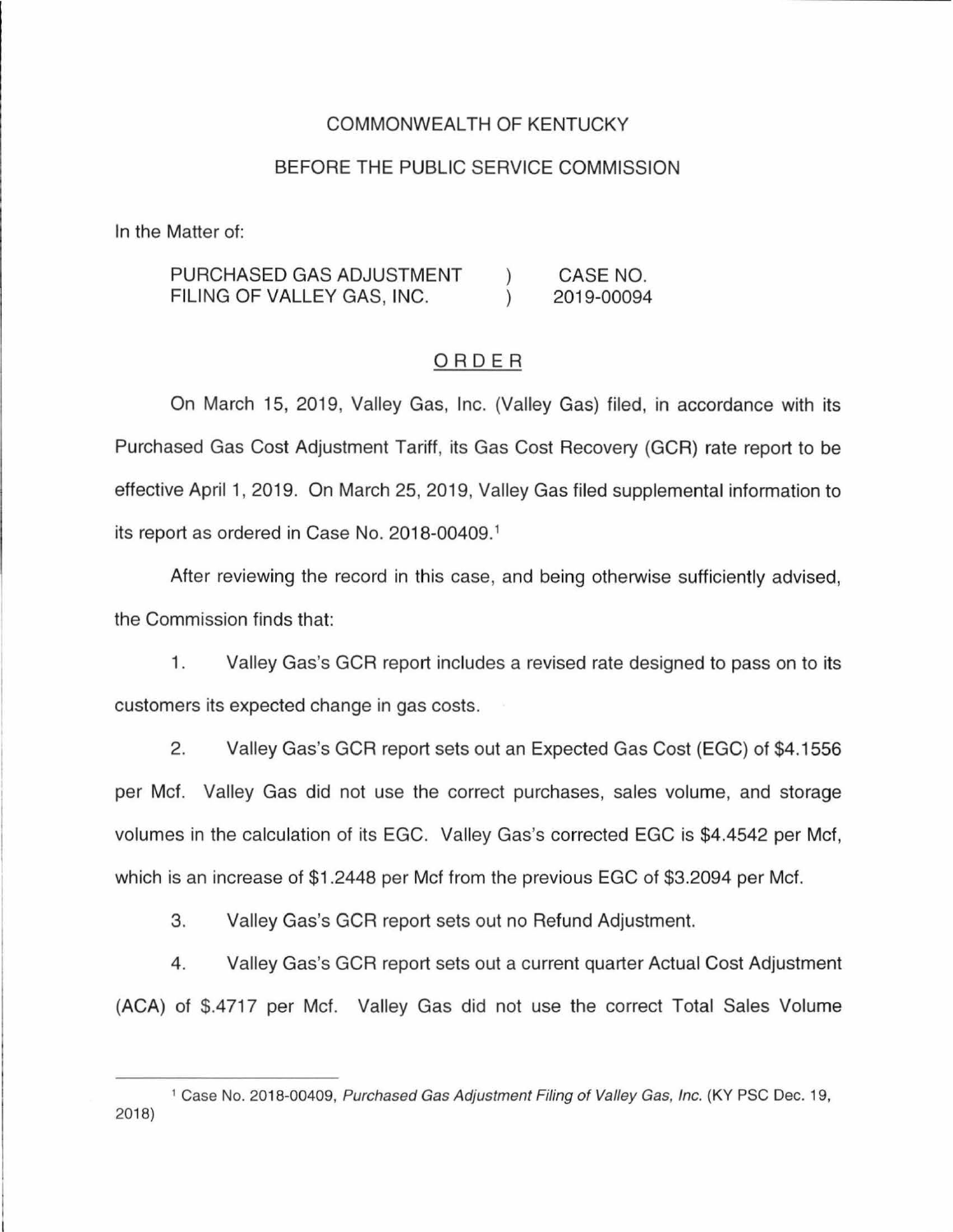COMMONWEALTH OF KENTUCKY

BEFORE THE PUBLIC SERVICE COMMISSION

In the Matter of:

| | | |
|---|---|---|
| PURCHASED GAS ADJUSTMENT FILING OF VALLEY GAS, INC. | ) ) | CASE NO. 2019-00094 |

## ORDER

On March 15, 2019, Valley Gas, Inc. (Valley Gas) filed, in accordance with its Purchased Gas Cost Adjustment Tariff, its Gas Cost Recovery (GCR) rate report to be effective April 1, 2019. On March 25, 2019, Valley Gas filed supplemental information to its report as ordered in Case No. 2018-00409.[1]

After reviewing the record in this case, and being otherwise sufficiently advised, the Commission finds that:

1. Valley Gas's GCR report includes a revised rate designed to pass on to its customers its expected change in gas costs.

2. Valley Gas's GCR report sets out an Expected Gas Cost (EGC) of $4.1556 per Mcf. Valley Gas did not use the correct purchases, sales volume, and storage volumes in the calculation of its EGC. Valley Gas's corrected EGC is $4.4542 per Mcf, which is an increase of $1.2448 per Mcf from the previous EGC of $3.2094 per Mcf.

3. Valley Gas's GCR report sets out no Refund Adjustment.

4. Valley Gas's GCR report sets out a current quarter Actual Cost Adjustment (ACA) of $.4717 per Mcf. Valley Gas did not use the correct Total Sales Volume

---

[1] Case No. 2018-00409, *Purchased Gas Adjustment Filing of Valley Gas, Inc.* (KY PSC Dec. 19, 2018)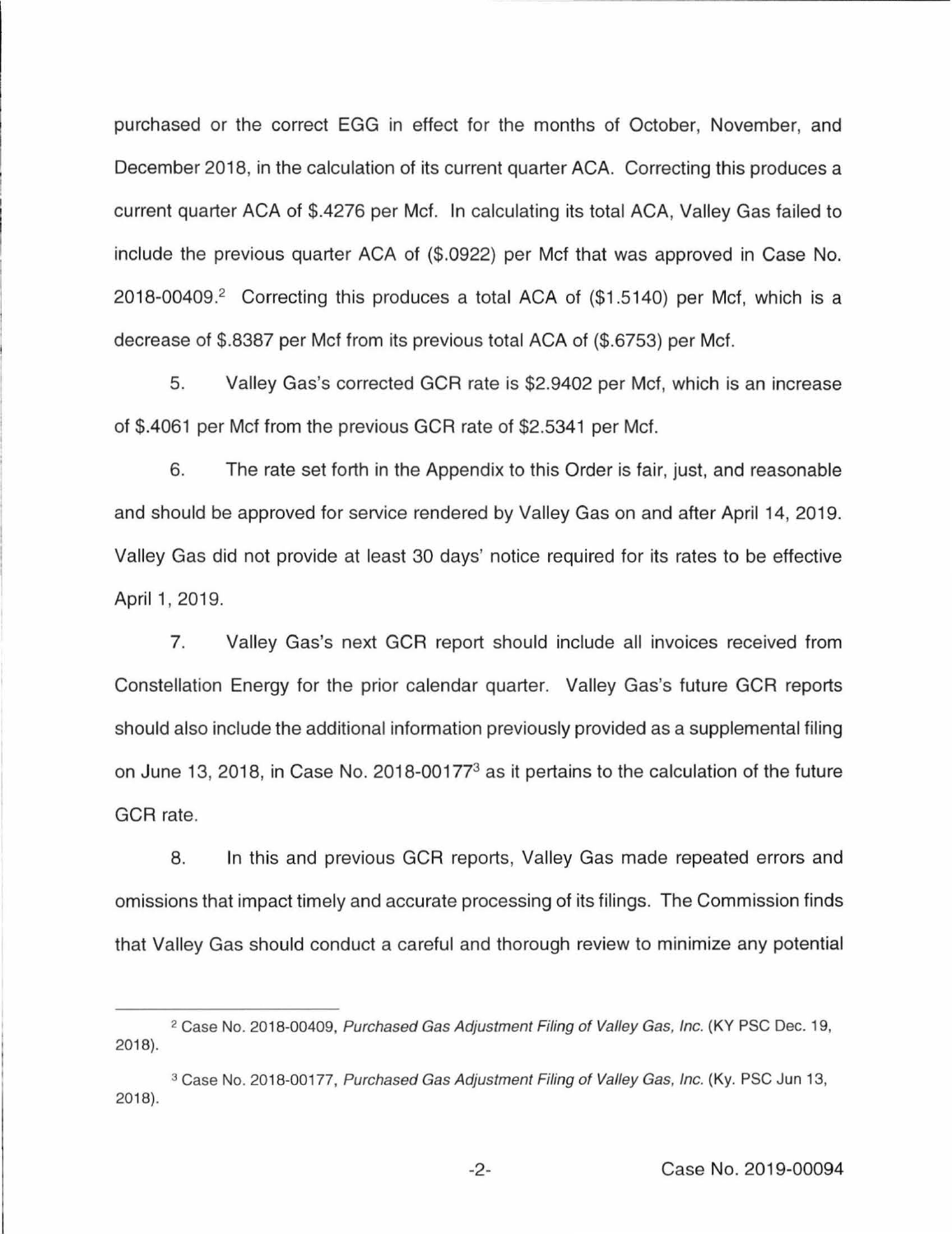purchased or the correct EGG in effect for the months of October, November, and December 2018, in the calculation of its current quarter ACA. Correcting this produces a current quarter ACA of $.4276 per Mcf. In calculating its total ACA, Valley Gas failed to include the previous quarter ACA of ($.0922) per Mcf that was approved in Case No. 2018-00409.[2] Correcting this produces a total ACA of ($1.5140) per Mcf, which is a decrease of $.8387 per Mcf from its previous total ACA of ($.6753) per Mcf.

5. Valley Gas's corrected GCR rate is $2.9402 per Mcf, which is an increase of $.4061 per Mcf from the previous GCR rate of $2.5341 per Mcf.

6. The rate set forth in the Appendix to this Order is fair, just, and reasonable and should be approved for service rendered by Valley Gas on and after April 14, 2019. Valley Gas did not provide at least 30 days' notice required for its rates to be effective April 1, 2019.

7. Valley Gas's next GCR report should include all invoices received from Constellation Energy for the prior calendar quarter. Valley Gas's future GCR reports should also include the additional information previously provided as a supplemental filing on June 13, 2018, in Case No. 2018-00177[3] as it pertains to the calculation of the future GCR rate.

8. In this and previous GCR reports, Valley Gas made repeated errors and omissions that impact timely and accurate processing of its filings. The Commission finds that Valley Gas should conduct a careful and thorough review to minimize any potential

---

[2] Case No. 2018-00409, *Purchased Gas Adjustment Filing of Valley Gas, Inc.* (KY PSC Dec. 19, 2018).

[3] Case No. 2018-00177, *Purchased Gas Adjustment Filing of Valley Gas, Inc.* (Ky. PSC Jun 13, 2018).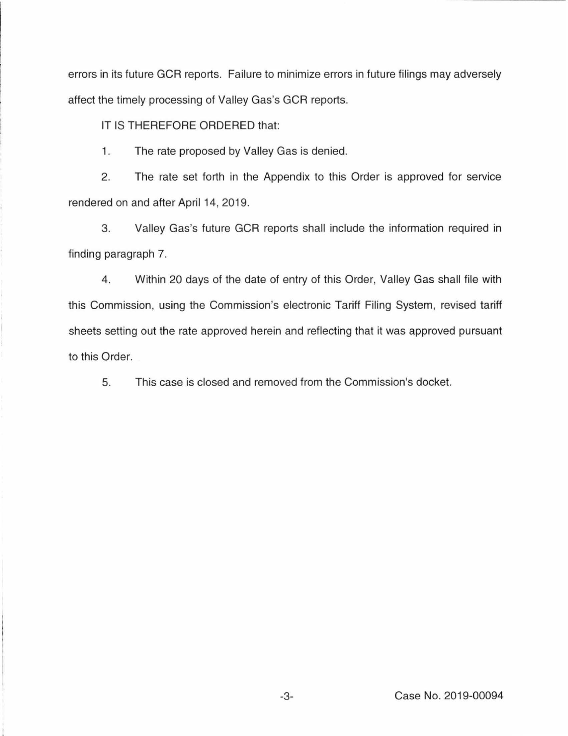errors in its future GCR reports. Failure to minimize errors in future filings may adversely affect the timely processing of Valley Gas's GCR reports.

IT IS THEREFORE ORDERED that:

1. The rate proposed by Valley Gas is denied.

2. The rate set forth in the Appendix to this Order is approved for service rendered on and after April 14, 2019.

3. Valley Gas's future GCR reports shall include the information required in finding paragraph 7.

4. Within 20 days of the date of entry of this Order, Valley Gas shall file with this Commission, using the Commission's electronic Tariff Filing System, revised tariff sheets setting out the rate approved herein and reflecting that it was approved pursuant to this Order.

5. This case is closed and removed from the Commission's docket.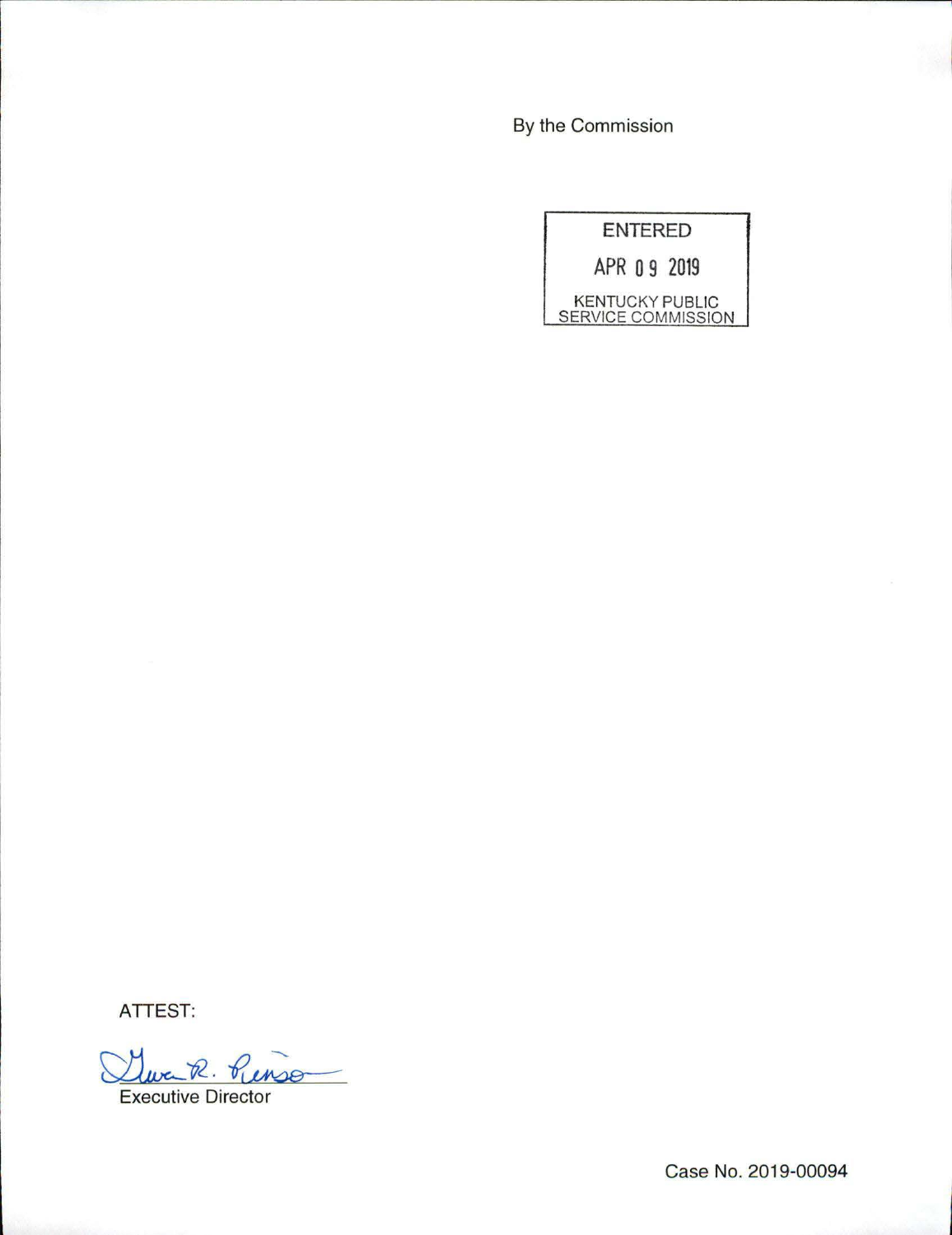By the Commission

ENTERED

APR 09 2019

KENTUCKY PUBLIC SERVICE COMMISSION

ATTEST:

Gwen R. Pinson

Executive Director

Case No. 2019-00094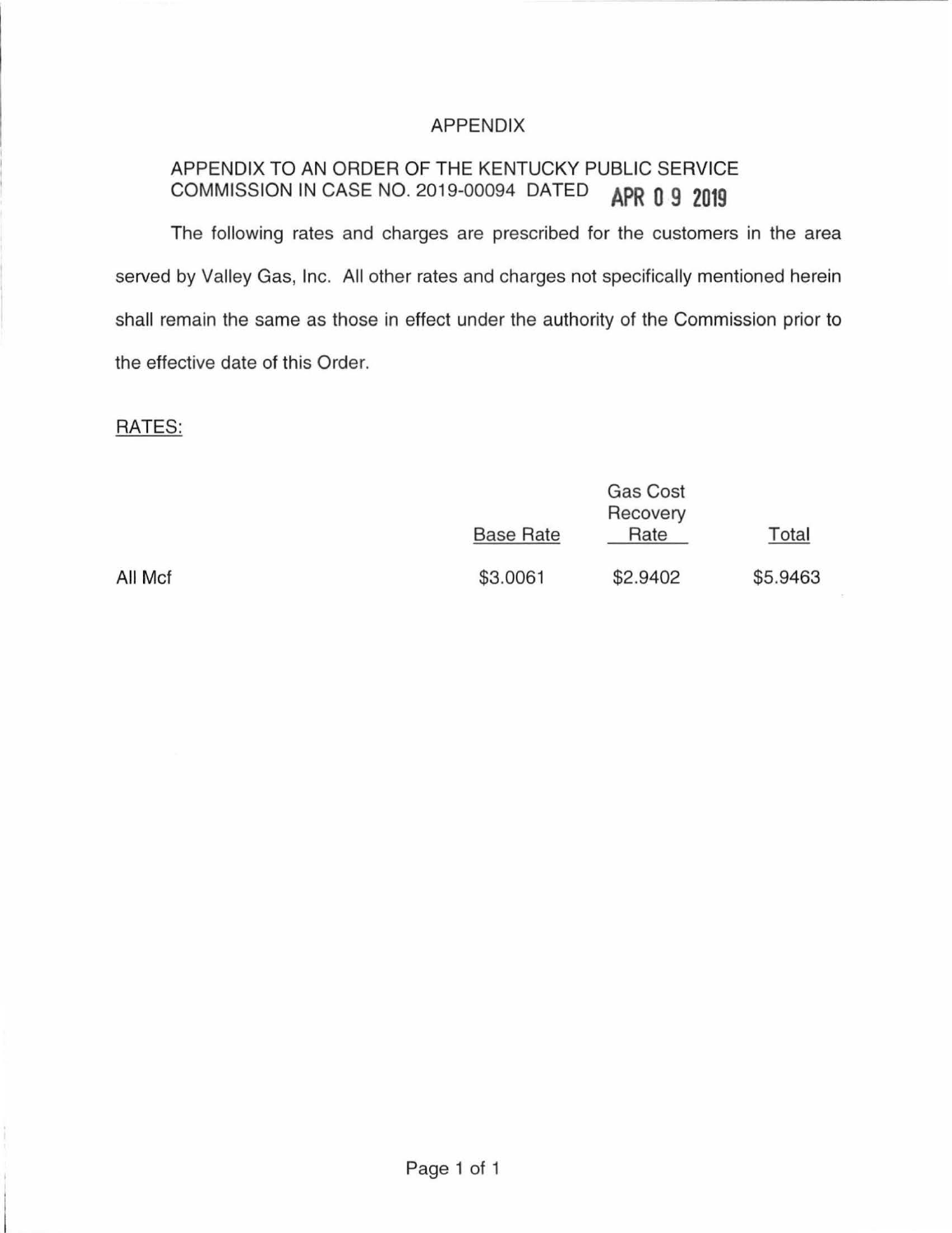# APPENDIX

APPENDIX TO AN ORDER OF THE KENTUCKY PUBLIC SERVICE COMMISSION IN CASE NO. 2019-00094 DATED APR 09 2019

The following rates and charges are prescribed for the customers in the area served by Valley Gas, Inc. All other rates and charges not specifically mentioned herein shall remain the same as those in effect under the authority of the Commission prior to the effective date of this Order.

RATES:

| | Base Rate | Gas Cost Recovery Rate | Total |
|---|---|---|---|
| All Mcf | $3.0061 | $2.9402 | $5.9463 |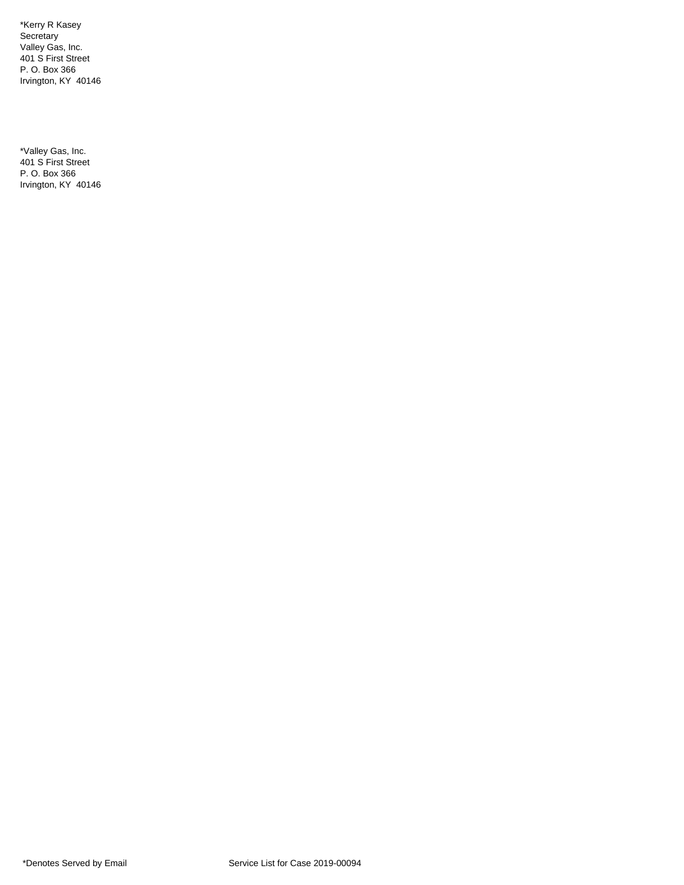*Kerry R Kasey
Secretary
Valley Gas, Inc.
401 S First Street
P. O. Box 366
Irvington, KY  40146

*Valley Gas, Inc.
401 S First Street
P. O. Box 366
Irvington, KY  40146